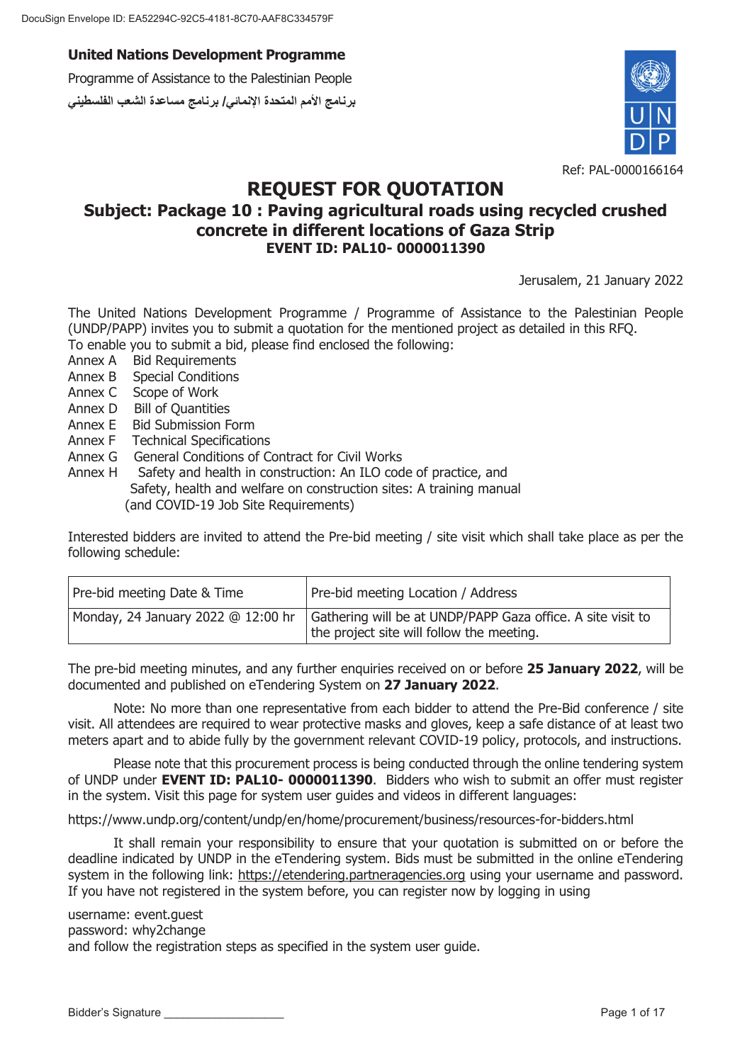DocuSign Envelope ID: EA52294C-92C5-4181-8C70-AAF8C334579F

**United Nations Development Programme**

Programme of Assistance to the Palestinian People

**برنامج الأمم المتحدة الإنمائي/ برنامج مساعدة الشعب الفلسطيني**

Ref: PAL-0000166164

# REQUEST FOR QUOTATION

## Subject: Package 10 : Paving agricultural roads using recycled crushed concrete in different locations of Gaza Strip

### EVENT ID: PAL10- 0000011390

Jerusalem, 21 January 2022

The United Nations Development Programme / Programme of Assistance to the Palestinian People (UNDP/PAPP) invites you to submit a quotation for the mentioned project as detailed in this RFQ.
To enable you to submit a bid, please find enclosed the following:

- Annex A Bid Requirements
- Annex B Special Conditions
- Annex C Scope of Work
- Annex D Bill of Quantities
- Annex E Bid Submission Form
- Annex F Technical Specifications
- Annex G General Conditions of Contract for Civil Works
- Annex H Safety and health in construction: An ILO code of practice, and Safety, health and welfare on construction sites: A training manual (and COVID-19 Job Site Requirements)

Interested bidders are invited to attend the Pre-bid meeting / site visit which shall take place as per the following schedule:

| Pre-bid meeting Date & Time | Pre-bid meeting Location / Address |
|---|---|
| Monday, 24 January 2022 @ 12:00 hr | Gathering will be at UNDP/PAPP Gaza office. A site visit to the project site will follow the meeting. |

The pre-bid meeting minutes, and any further enquiries received on or before **25 January 2022**, will be documented and published on eTendering System on **27 January 2022**.

Note: No more than one representative from each bidder to attend the Pre-Bid conference / site visit. All attendees are required to wear protective masks and gloves, keep a safe distance of at least two meters apart and to abide fully by the government relevant COVID-19 policy, protocols, and instructions.

Please note that this procurement process is being conducted through the online tendering system of UNDP under **EVENT ID: PAL10- 0000011390**. Bidders who wish to submit an offer must register in the system. Visit this page for system user guides and videos in different languages:

https://www.undp.org/content/undp/en/home/procurement/business/resources-for-bidders.html

It shall remain your responsibility to ensure that your quotation is submitted on or before the deadline indicated by UNDP in the eTendering system. Bids must be submitted in the online eTendering system in the following link: https://etendering.partneragencies.org using your username and password. If you have not registered in the system before, you can register now by logging in using

username: event.guest
password: why2change
and follow the registration steps as specified in the system user guide.

Bidder's Signature ___________________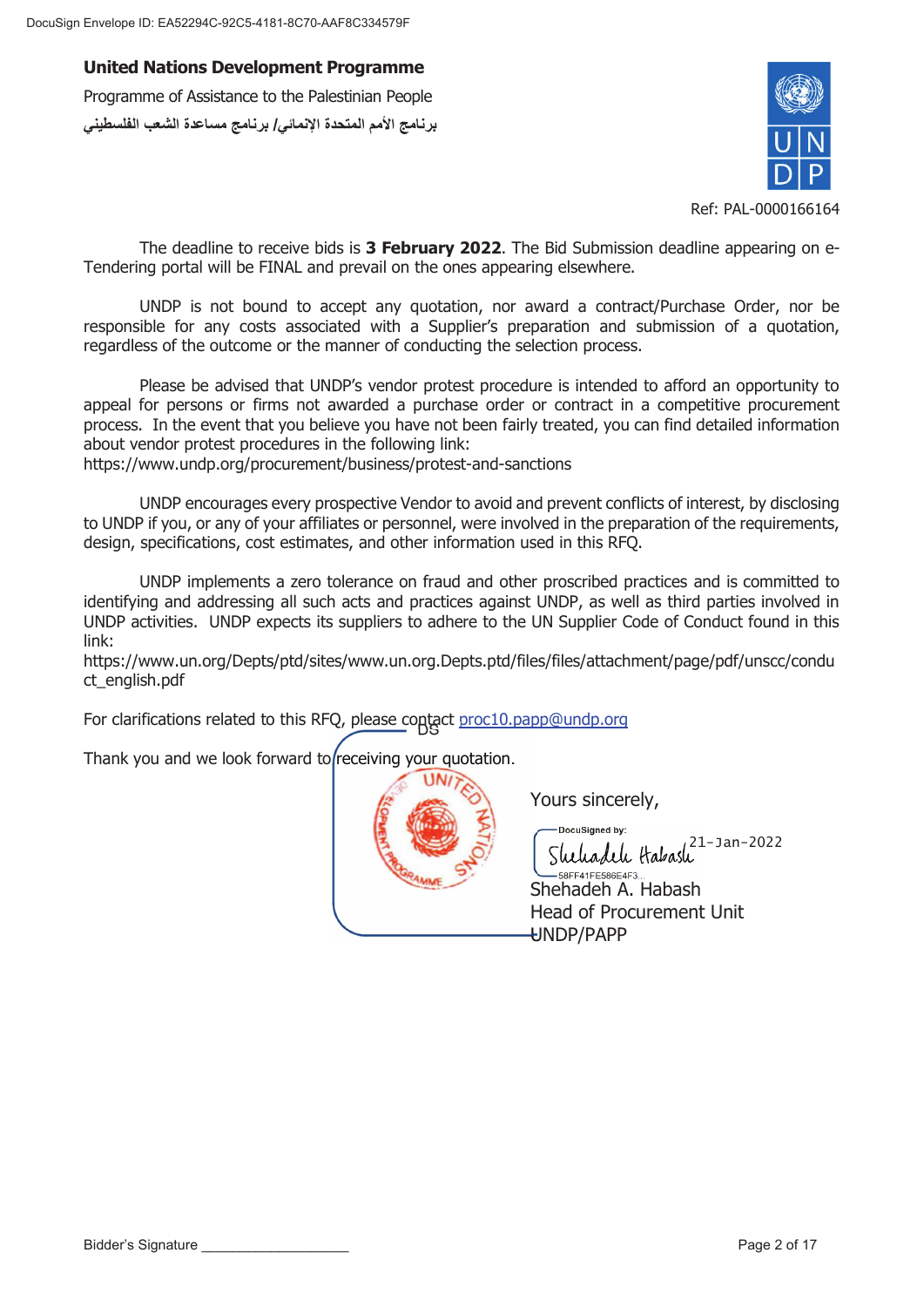**United Nations Development Programme**

Programme of Assistance to the Palestinian People

برنامج الأمم المتحدة الإنمائي/ برنامج مساعدة الشعب الفلسطيني

Ref: PAL-0000166164

The deadline to receive bids is **3 February 2022**. The Bid Submission deadline appearing on e-Tendering portal will be FINAL and prevail on the ones appearing elsewhere.

UNDP is not bound to accept any quotation, nor award a contract/Purchase Order, nor be responsible for any costs associated with a Supplier's preparation and submission of a quotation, regardless of the outcome or the manner of conducting the selection process.

Please be advised that UNDP's vendor protest procedure is intended to afford an opportunity to appeal for persons or firms not awarded a purchase order or contract in a competitive procurement process. In the event that you believe you have not been fairly treated, you can find detailed information about vendor protest procedures in the following link:
https://www.undp.org/procurement/business/protest-and-sanctions

UNDP encourages every prospective Vendor to avoid and prevent conflicts of interest, by disclosing to UNDP if you, or any of your affiliates or personnel, were involved in the preparation of the requirements, design, specifications, cost estimates, and other information used in this RFQ.

UNDP implements a zero tolerance on fraud and other proscribed practices and is committed to identifying and addressing all such acts and practices against UNDP, as well as third parties involved in UNDP activities. UNDP expects its suppliers to adhere to the UN Supplier Code of Conduct found in this link:
https://www.un.org/Depts/ptd/sites/www.un.org.Depts.ptd/files/files/attachment/page/pdf/unscc/conduct_english.pdf

For clarifications related to this RFQ, please contact proc10.papp@undp.org

Thank you and we look forward to receiving your quotation.

Yours sincerely,

DocuSigned by: Shehadeh Habash 21-Jan-2022
58FF41FE586E4F3...

Shehadeh A. Habash
Head of Procurement Unit
UNDP/PAPP

Bidder's Signature ___________________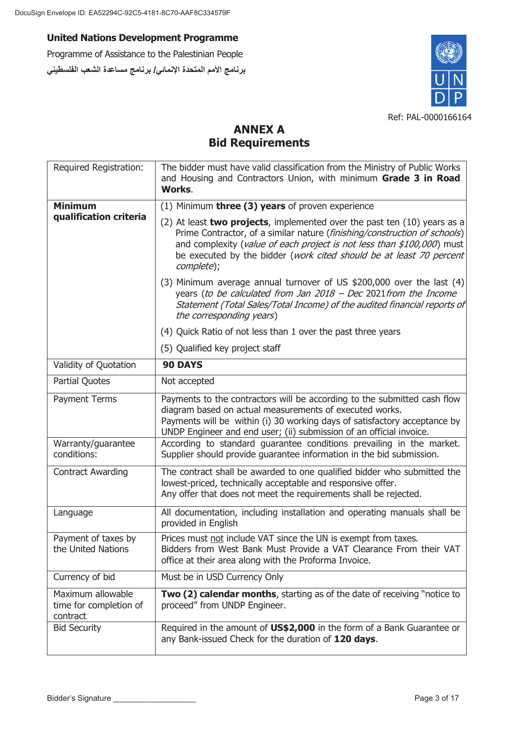**United Nations Development Programme**

Programme of Assistance to the Palestinian People

**برنامج الأمم المتحدة الإنمائي/ برنامج مساعدة الشعب الفلسطيني**

Ref: PAL-0000166164

# ANNEX A
## Bid Requirements

| Required Registration: | The bidder must have valid classification from the Ministry of Public Works and Housing and Contractors Union, with minimum **Grade 3 in Road Works**. |
|---|---|
| **Minimum qualification criteria** | (1) Minimum **three (3) years** of proven experience<br>(2) At least **two projects**, implemented over the past ten (10) years as a Prime Contractor, of a similar nature (*finishing/construction of schools*) and complexity (*value of each project is not less than $100,000*) must be executed by the bidder (*work cited should be at least 70 percent complete*);<br>(3) Minimum average annual turnover of US $200,000 over the last (4) years (*to be calculated from Jan 2018 – Dec* 2021*from the Income Statement (Total Sales/Total Income) of the audited financial reports of the corresponding years*)<br>(4) Quick Ratio of not less than 1 over the past three years<br>(5) Qualified key project staff |
| Validity of Quotation | **90 DAYS** |
| Partial Quotes | Not accepted |
| Payment Terms | Payments to the contractors will be according to the submitted cash flow diagram based on actual measurements of executed works.<br>Payments will be within (i) 30 working days of satisfactory acceptance by UNDP Engineer and end user; (ii) submission of an official invoice. |
| Warranty/guarantee conditions: | According to standard guarantee conditions prevailing in the market. Supplier should provide guarantee information in the bid submission. |
| Contract Awarding | The contract shall be awarded to one qualified bidder who submitted the lowest-priced, technically acceptable and responsive offer.<br>Any offer that does not meet the requirements shall be rejected. |
| Language | All documentation, including installation and operating manuals shall be provided in English |
| Payment of taxes by the United Nations | Prices must <u>not</u> include VAT since the UN is exempt from taxes.<br>Bidders from West Bank Must Provide a VAT Clearance From their VAT office at their area along with the Proforma Invoice. |
| Currency of bid | Must be in USD Currency Only |
| Maximum allowable time for completion of contract | **Two (2) calendar months**, starting as of the date of receiving "notice to proceed" from UNDP Engineer. |
| Bid Security | Required in the amount of **US$2,000** in the form of a Bank Guarantee or any Bank-issued Check for the duration of **120 days**. |

Bidder's Signature ___________________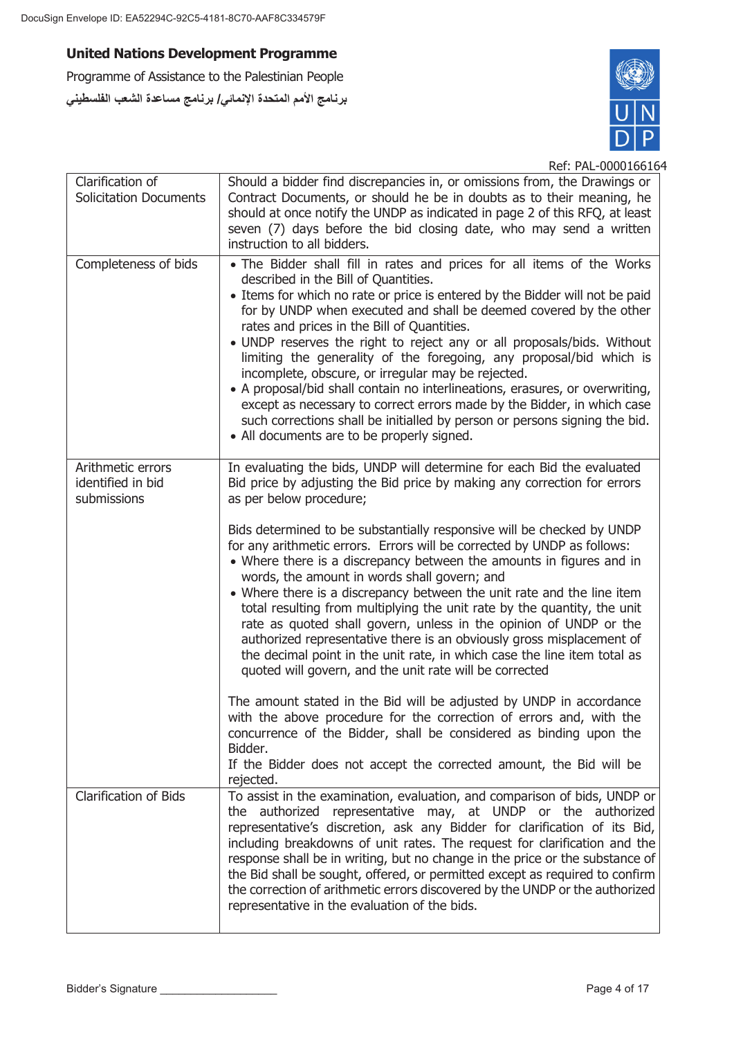| | |
|---|---|
| Clarification of Solicitation Documents | Should a bidder find discrepancies in, or omissions from, the Drawings or Contract Documents, or should he be in doubts as to their meaning, he should at once notify the UNDP as indicated in page 2 of this RFQ, at least seven (7) days before the bid closing date, who may send a written instruction to all bidders. |
| Completeness of bids | • The Bidder shall fill in rates and prices for all items of the Works described in the Bill of Quantities.<br>• Items for which no rate or price is entered by the Bidder will not be paid for by UNDP when executed and shall be deemed covered by the other rates and prices in the Bill of Quantities.<br>• UNDP reserves the right to reject any or all proposals/bids. Without limiting the generality of the foregoing, any proposal/bid which is incomplete, obscure, or irregular may be rejected.<br>• A proposal/bid shall contain no interlineations, erasures, or overwriting, except as necessary to correct errors made by the Bidder, in which case such corrections shall be initialled by person or persons signing the bid.<br>• All documents are to be properly signed. |
| Arithmetic errors identified in bid submissions | In evaluating the bids, UNDP will determine for each Bid the evaluated Bid price by adjusting the Bid price by making any correction for errors as per below procedure;<br><br>Bids determined to be substantially responsive will be checked by UNDP for any arithmetic errors. Errors will be corrected by UNDP as follows:<br>• Where there is a discrepancy between the amounts in figures and in words, the amount in words shall govern; and<br>• Where there is a discrepancy between the unit rate and the line item total resulting from multiplying the unit rate by the quantity, the unit rate as quoted shall govern, unless in the opinion of UNDP or the authorized representative there is an obviously gross misplacement of the decimal point in the unit rate, in which case the line item total as quoted will govern, and the unit rate will be corrected<br><br>The amount stated in the Bid will be adjusted by UNDP in accordance with the above procedure for the correction of errors and, with the concurrence of the Bidder, shall be considered as binding upon the Bidder.<br>If the Bidder does not accept the corrected amount, the Bid will be rejected. |
| Clarification of Bids | To assist in the examination, evaluation, and comparison of bids, UNDP or the authorized representative may, at UNDP or the authorized representative's discretion, ask any Bidder for clarification of its Bid, including breakdowns of unit rates. The request for clarification and the response shall be in writing, but no change in the price or the substance of the Bid shall be sought, offered, or permitted except as required to confirm the correction of arithmetic errors discovered by the UNDP or the authorized representative in the evaluation of the bids. |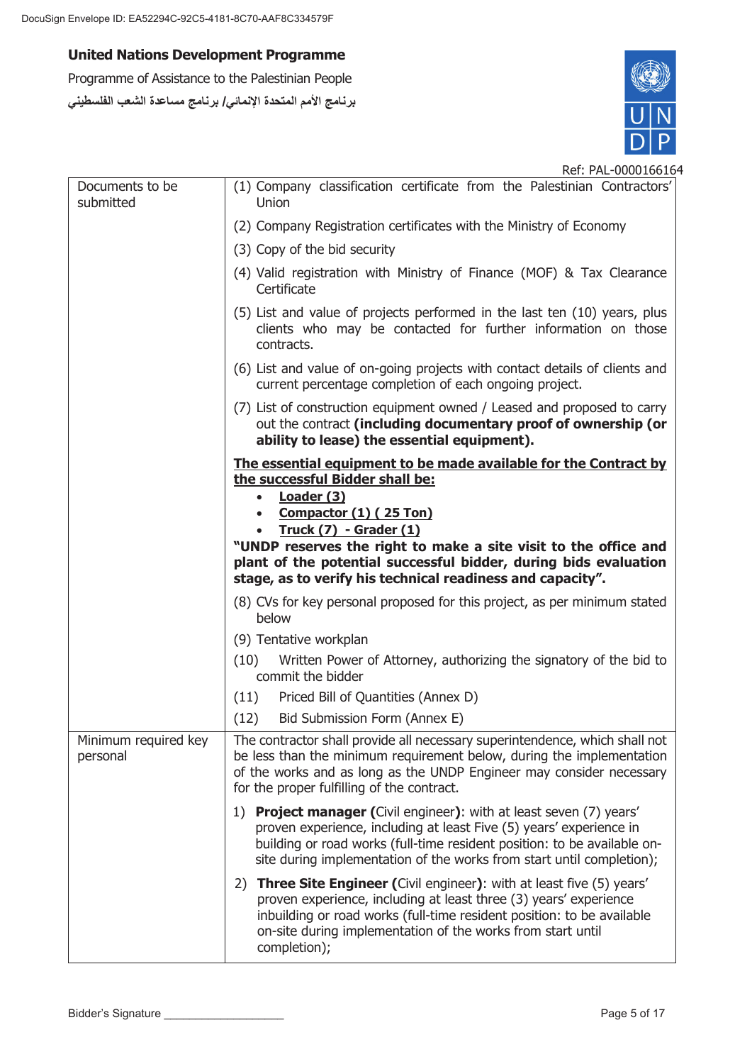**United Nations Development Programme**

Programme of Assistance to the Palestinian People

برنامج الأمم المتحدة الإنمائي/ برنامج مساعدة الشعب الفلسطيني

Ref: PAL-0000166164

| | |
|---|---|
| Documents to be submitted | (1) Company classification certificate from the Palestinian Contractors' Union<br><br>(2) Company Registration certificates with the Ministry of Economy<br><br>(3) Copy of the bid security<br><br>(4) Valid registration with Ministry of Finance (MOF) & Tax Clearance Certificate<br><br>(5) List and value of projects performed in the last ten (10) years, plus clients who may be contacted for further information on those contracts.<br><br>(6) List and value of on-going projects with contact details of clients and current percentage completion of each ongoing project.<br><br>(7) List of construction equipment owned / Leased and proposed to carry out the contract **(including documentary proof of ownership (or ability to lease) the essential equipment).**<br><br>**<u>The essential equipment to be made available for the Contract by the successful Bidder shall be:</u>**<br>• **<u>Loader (3)</u>**<br>• **<u>Compactor (1) ( 25 Ton)</u>**<br>• **<u>Truck (7) - Grader (1)</u>**<br>**"UNDP reserves the right to make a site visit to the office and plant of the potential successful bidder, during bids evaluation stage, as to verify his technical readiness and capacity".**<br><br>(8) CVs for key personal proposed for this project, as per minimum stated below<br><br>(9) Tentative workplan<br><br>(10) Written Power of Attorney, authorizing the signatory of the bid to commit the bidder<br><br>(11) Priced Bill of Quantities (Annex D)<br><br>(12) Bid Submission Form (Annex E) |
| Minimum required key personal | The contractor shall provide all necessary superintendence, which shall not be less than the minimum requirement below, during the implementation of the works and as long as the UNDP Engineer may consider necessary for the proper fulfilling of the contract.<br><br>1) **Project manager (**Civil engineer**)**: with at least seven (7) years' proven experience, including at least Five (5) years' experience in building or road works (full-time resident position: to be available on-site during implementation of the works from start until completion);<br><br>2) **Three Site Engineer (**Civil engineer**)**: with at least five (5) years' proven experience, including at least three (3) years' experience inbuilding or road works (full-time resident position: to be available on-site during implementation of the works from start until completion); |

Bidder's Signature ___________________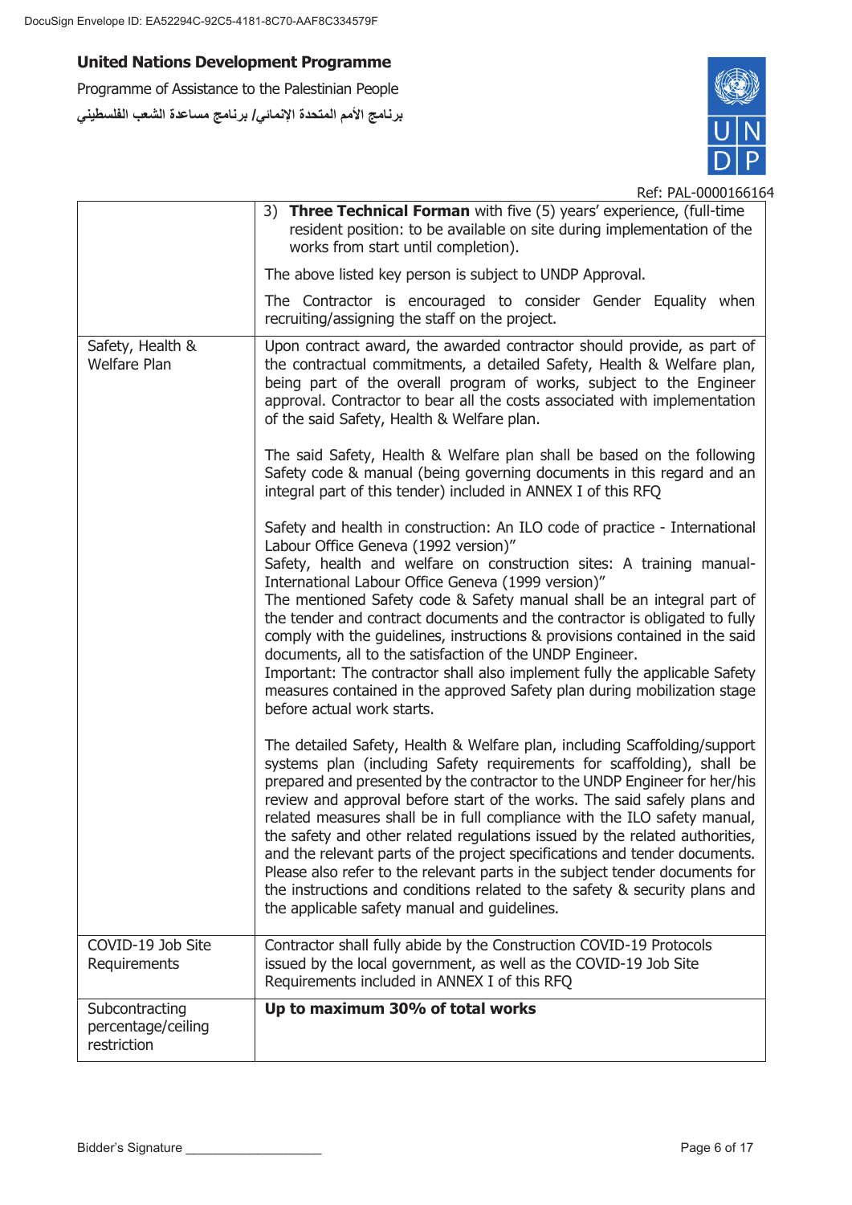Ref: PAL-0000166164

| | |
|---|---|
| | 3) **Three Technical Forman** with five (5) years' experience, (full-time resident position: to be available on site during implementation of the works from start until completion).<br><br>The above listed key person is subject to UNDP Approval.<br><br>The Contractor is encouraged to consider Gender Equality when recruiting/assigning the staff on the project. |
| Safety, Health & Welfare Plan | Upon contract award, the awarded contractor should provide, as part of the contractual commitments, a detailed Safety, Health & Welfare plan, being part of the overall program of works, subject to the Engineer approval. Contractor to bear all the costs associated with implementation of the said Safety, Health & Welfare plan.<br><br>The said Safety, Health & Welfare plan shall be based on the following Safety code & manual (being governing documents in this regard and an integral part of this tender) included in ANNEX I of this RFQ<br><br>Safety and health in construction: An ILO code of practice - International Labour Office Geneva (1992 version)"<br>Safety, health and welfare on construction sites: A training manual-International Labour Office Geneva (1999 version)"<br>The mentioned Safety code & Safety manual shall be an integral part of the tender and contract documents and the contractor is obligated to fully comply with the guidelines, instructions & provisions contained in the said documents, all to the satisfaction of the UNDP Engineer.<br>Important: The contractor shall also implement fully the applicable Safety measures contained in the approved Safety plan during mobilization stage before actual work starts.<br><br>The detailed Safety, Health & Welfare plan, including Scaffolding/support systems plan (including Safety requirements for scaffolding), shall be prepared and presented by the contractor to the UNDP Engineer for her/his review and approval before start of the works. The said safely plans and related measures shall be in full compliance with the ILO safety manual, the safety and other related regulations issued by the related authorities, and the relevant parts of the project specifications and tender documents. Please also refer to the relevant parts in the subject tender documents for the instructions and conditions related to the safety & security plans and the applicable safety manual and guidelines. |
| COVID-19 Job Site Requirements | Contractor shall fully abide by the Construction COVID-19 Protocols issued by the local government, as well as the COVID-19 Job Site Requirements included in ANNEX I of this RFQ |
| Subcontracting percentage/ceiling restriction | **Up to maximum 30% of total works** |

Bidder's Signature ___________________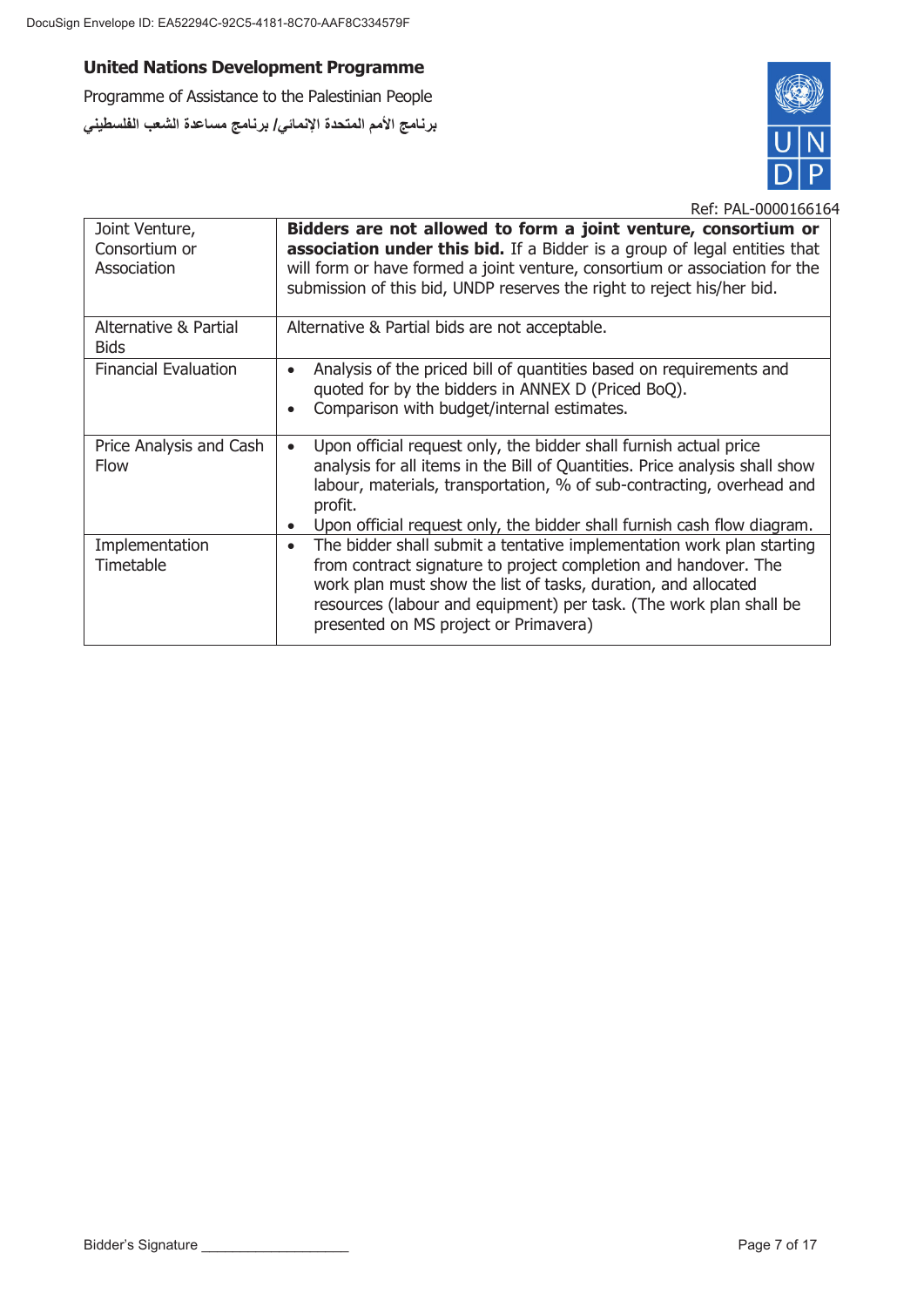**United Nations Development Programme**

Programme of Assistance to the Palestinian People

برنامج الأمم المتحدة الإنمائي/ برنامج مساعدة الشعب الفلسطيني

Ref: PAL-0000166164

| | |
|---|---|
| Joint Venture, Consortium or Association | **Bidders are not allowed to form a joint venture, consortium or association under this bid.** If a Bidder is a group of legal entities that will form or have formed a joint venture, consortium or association for the submission of this bid, UNDP reserves the right to reject his/her bid. |
| Alternative & Partial Bids | Alternative & Partial bids are not acceptable. |
| Financial Evaluation | • Analysis of the priced bill of quantities based on requirements and quoted for by the bidders in ANNEX D (Priced BoQ).<br>• Comparison with budget/internal estimates. |
| Price Analysis and Cash Flow | • Upon official request only, the bidder shall furnish actual price analysis for all items in the Bill of Quantities. Price analysis shall show labour, materials, transportation, % of sub-contracting, overhead and profit.<br>• Upon official request only, the bidder shall furnish cash flow diagram. |
| Implementation Timetable | • The bidder shall submit a tentative implementation work plan starting from contract signature to project completion and handover. The work plan must show the list of tasks, duration, and allocated resources (labour and equipment) per task. (The work plan shall be presented on MS project or Primavera) |

Bidder's Signature ___________________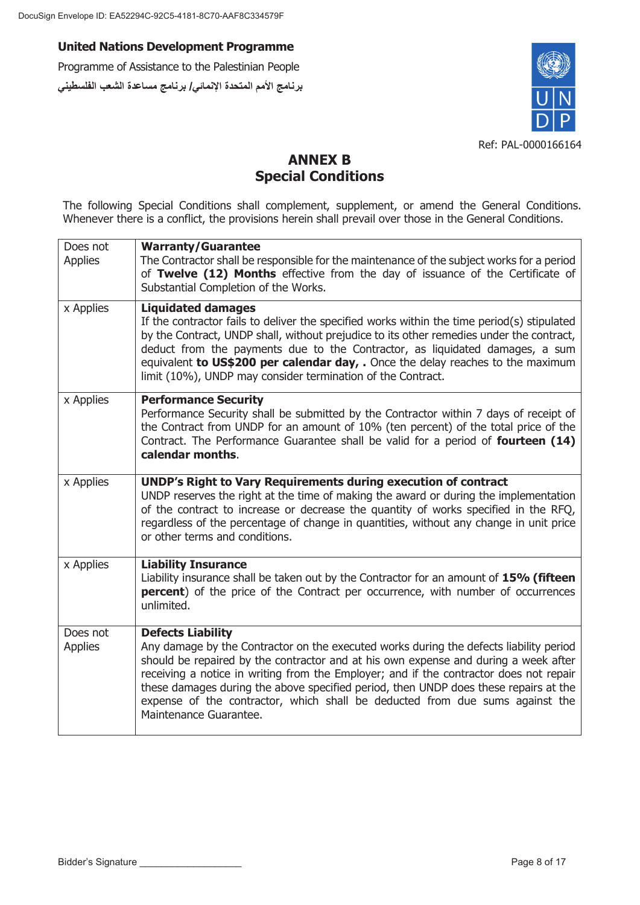**United Nations Development Programme**

Programme of Assistance to the Palestinian People

برنامج الأمم المتحدة الإنمائي/ برنامج مساعدة الشعب الفلسطيني

Ref: PAL-0000166164

# ANNEX B
# Special Conditions

The following Special Conditions shall complement, supplement, or amend the General Conditions. Whenever there is a conflict, the provisions herein shall prevail over those in the General Conditions.

| | |
|---|---|
| Does not Applies | **Warranty/Guarantee**<br>The Contractor shall be responsible for the maintenance of the subject works for a period of **Twelve (12) Months** effective from the day of issuance of the Certificate of Substantial Completion of the Works. |
| x Applies | **Liquidated damages**<br>If the contractor fails to deliver the specified works within the time period(s) stipulated by the Contract, UNDP shall, without prejudice to its other remedies under the contract, deduct from the payments due to the Contractor, as liquidated damages, a sum equivalent **to US$200 per calendar day, .** Once the delay reaches to the maximum limit (10%), UNDP may consider termination of the Contract. |
| x Applies | **Performance Security**<br>Performance Security shall be submitted by the Contractor within 7 days of receipt of the Contract from UNDP for an amount of 10% (ten percent) of the total price of the Contract. The Performance Guarantee shall be valid for a period of **fourteen (14) calendar months**. |
| x Applies | **UNDP's Right to Vary Requirements during execution of contract**<br>UNDP reserves the right at the time of making the award or during the implementation of the contract to increase or decrease the quantity of works specified in the RFQ, regardless of the percentage of change in quantities, without any change in unit price or other terms and conditions. |
| x Applies | **Liability Insurance**<br>Liability insurance shall be taken out by the Contractor for an amount of **15% (fifteen percent**) of the price of the Contract per occurrence, with number of occurrences unlimited. |
| Does not Applies | **Defects Liability**<br>Any damage by the Contractor on the executed works during the defects liability period should be repaired by the contractor and at his own expense and during a week after receiving a notice in writing from the Employer; and if the contractor does not repair these damages during the above specified period, then UNDP does these repairs at the expense of the contractor, which shall be deducted from due sums against the Maintenance Guarantee. |

Bidder's Signature ___________________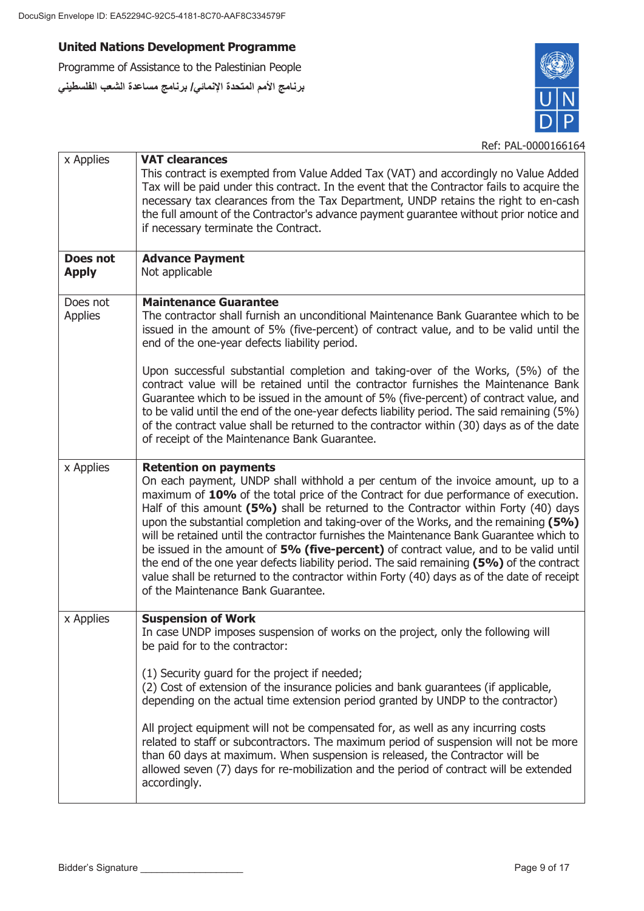**United Nations Development Programme**

Programme of Assistance to the Palestinian People

برنامج الأمم المتحدة الإنمائي/ برنامج مساعدة الشعب الفلسطيني

Ref: PAL-0000166164

| | |
|---|---|
| x Applies | **VAT clearances**<br>This contract is exempted from Value Added Tax (VAT) and accordingly no Value Added Tax will be paid under this contract. In the event that the Contractor fails to acquire the necessary tax clearances from the Tax Department, UNDP retains the right to en-cash the full amount of the Contractor's advance payment guarantee without prior notice and if necessary terminate the Contract. |
| **Does not Apply** | **Advance Payment**<br>Not applicable |
| Does not Applies | **Maintenance Guarantee**<br>The contractor shall furnish an unconditional Maintenance Bank Guarantee which to be issued in the amount of 5% (five-percent) of contract value, and to be valid until the end of the one-year defects liability period.<br><br>Upon successful substantial completion and taking-over of the Works, (5%) of the contract value will be retained until the contractor furnishes the Maintenance Bank Guarantee which to be issued in the amount of 5% (five-percent) of contract value, and to be valid until the end of the one-year defects liability period. The said remaining (5%) of the contract value shall be returned to the contractor within (30) days as of the date of receipt of the Maintenance Bank Guarantee. |
| x Applies | **Retention on payments**<br>On each payment, UNDP shall withhold a per centum of the invoice amount, up to a maximum of **10%** of the total price of the Contract for due performance of execution. Half of this amount **(5%)** shall be returned to the Contractor within Forty (40) days upon the substantial completion and taking-over of the Works, and the remaining **(5%)** will be retained until the contractor furnishes the Maintenance Bank Guarantee which to be issued in the amount of **5% (five-percent)** of contract value, and to be valid until the end of the one year defects liability period. The said remaining **(5%)** of the contract value shall be returned to the contractor within Forty (40) days as of the date of receipt of the Maintenance Bank Guarantee. |
| x Applies | **Suspension of Work**<br>In case UNDP imposes suspension of works on the project, only the following will be paid for to the contractor:<br><br>(1) Security guard for the project if needed;<br>(2) Cost of extension of the insurance policies and bank guarantees (if applicable, depending on the actual time extension period granted by UNDP to the contractor)<br><br>All project equipment will not be compensated for, as well as any incurring costs related to staff or subcontractors. The maximum period of suspension will not be more than 60 days at maximum. When suspension is released, the Contractor will be allowed seven (7) days for re-mobilization and the period of contract will be extended accordingly. |

Bidder's Signature ___________________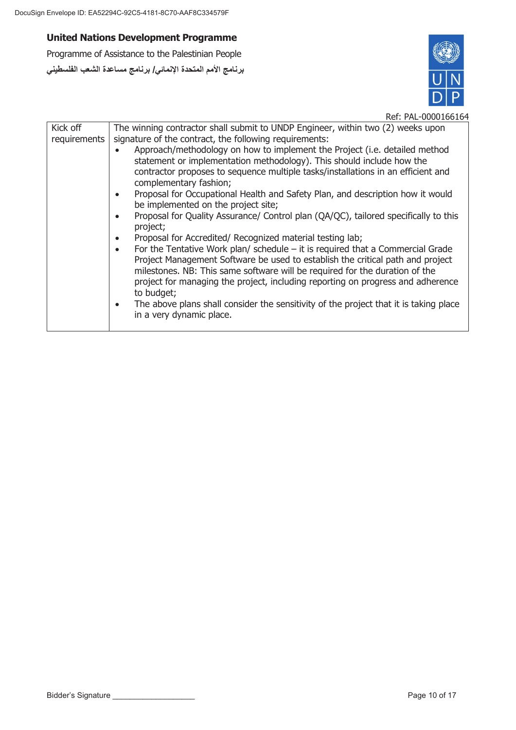| Kick off requirements | The winning contractor shall submit to UNDP Engineer, within two (2) weeks upon signature of the contract, the following requirements:<br>• Approach/methodology on how to implement the Project (i.e. detailed method statement or implementation methodology). This should include how the contractor proposes to sequence multiple tasks/installations in an efficient and complementary fashion;<br>• Proposal for Occupational Health and Safety Plan, and description how it would be implemented on the project site;<br>• Proposal for Quality Assurance/ Control plan (QA/QC), tailored specifically to this project;<br>• Proposal for Accredited/ Recognized material testing lab;<br>• For the Tentative Work plan/ schedule – it is required that a Commercial Grade Project Management Software be used to establish the critical path and project milestones. NB: This same software will be required for the duration of the project for managing the project, including reporting on progress and adherence to budget;<br>• The above plans shall consider the sensitivity of the project that it is taking place in a very dynamic place. |
|---|---|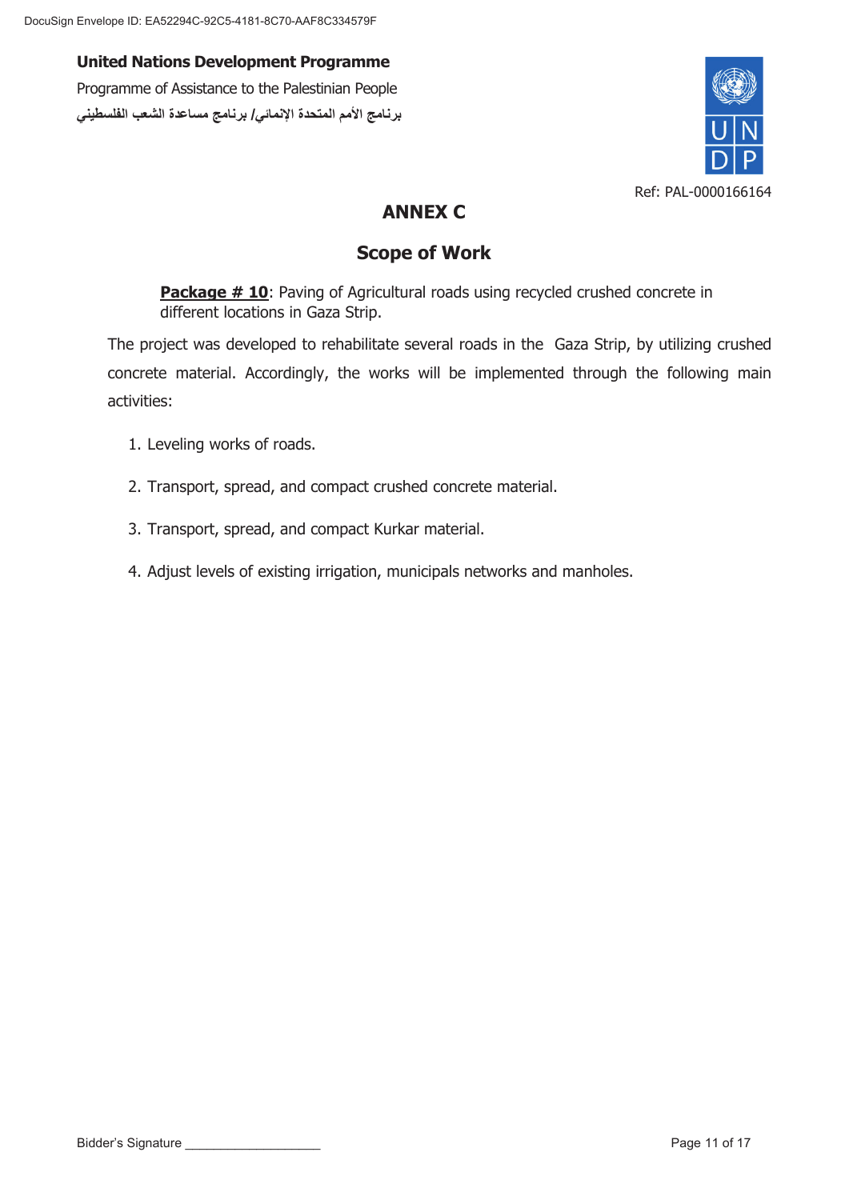**United Nations Development Programme**

Programme of Assistance to the Palestinian People

**برنامج الأمم المتحدة الإنمائي/ برنامج مساعدة الشعب الفلسطيني**

Ref: PAL-0000166164

# ANNEX C

## Scope of Work

**Package # 10**: Paving of Agricultural roads using recycled crushed concrete in different locations in Gaza Strip.

The project was developed to rehabilitate several roads in the Gaza Strip, by utilizing crushed concrete material. Accordingly, the works will be implemented through the following main activities:

1. Leveling works of roads.
2. Transport, spread, and compact crushed concrete material.
3. Transport, spread, and compact Kurkar material.
4. Adjust levels of existing irrigation, municipals networks and manholes.

Bidder's Signature ___________________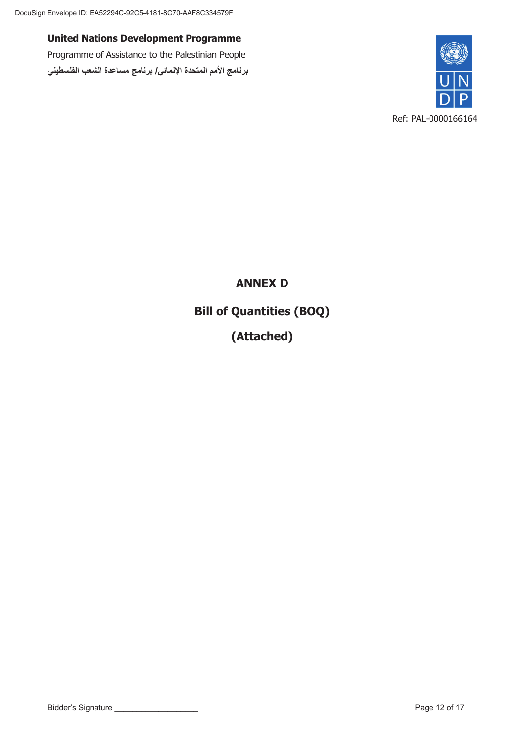**United Nations Development Programme**

Programme of Assistance to the Palestinian People

برنامج الأمم المتحدة الإنمائي/ برنامج مساعدة الشعب الفلسطيني

Ref: PAL-0000166164

# ANNEX D

## Bill of Quantities (BOQ)

## (Attached)

Bidder's Signature ___________________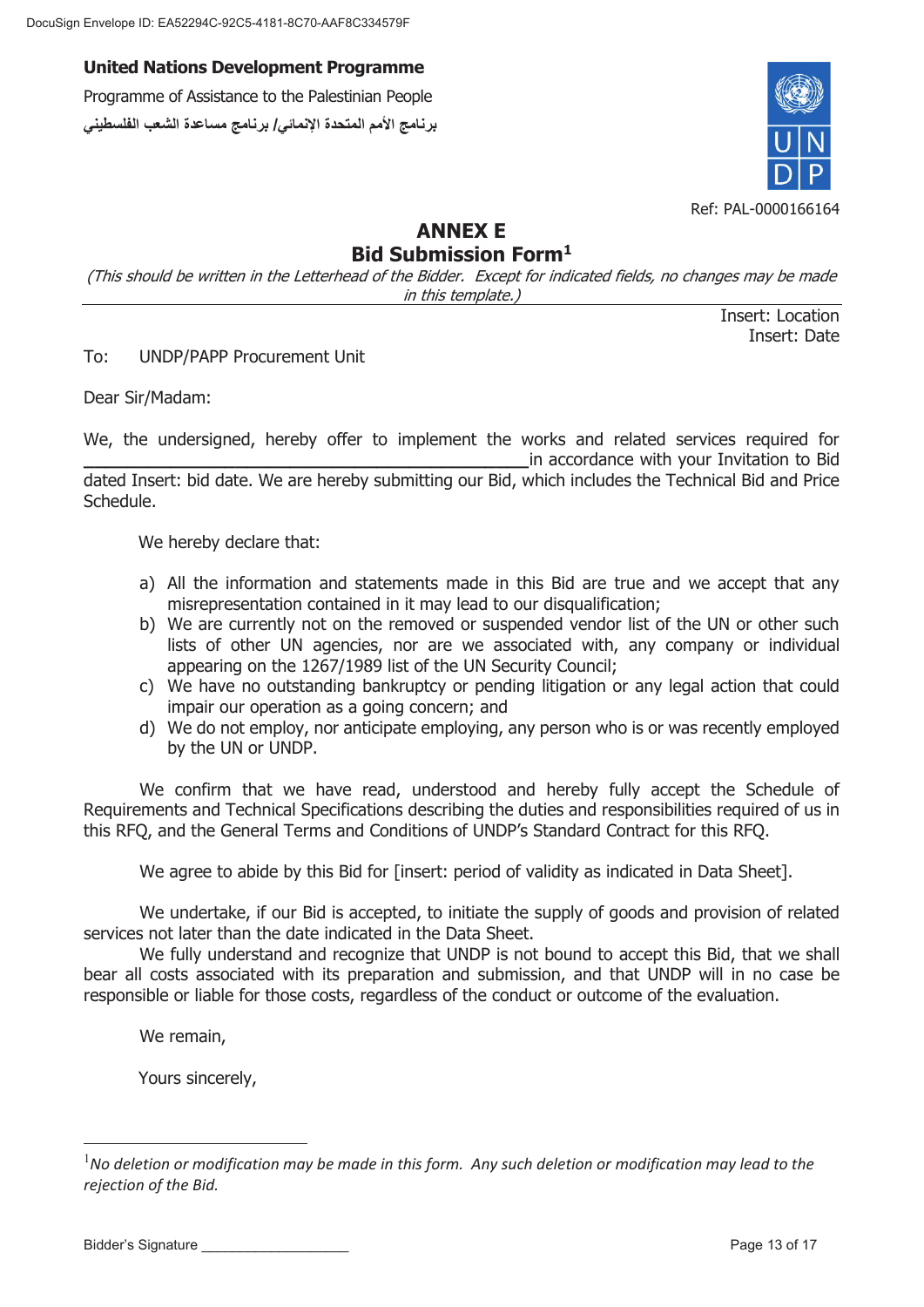**United Nations Development Programme**

Programme of Assistance to the Palestinian People

برنامج الأمم المتحدة الإنمائي/ برنامج مساعدة الشعب الفلسطيني

Ref: PAL-0000166164

# ANNEX E
## Bid Submission Form[1]

*(This should be written in the Letterhead of the Bidder. Except for indicated fields, no changes may be made in this template.)*

Insert: Location
Insert: Date

To: UNDP/PAPP Procurement Unit

Dear Sir/Madam:

We, the undersigned, hereby offer to implement the works and related services required for \_\_\_\_\_\_\_\_\_\_\_\_\_\_\_\_\_\_\_\_\_\_\_\_\_\_\_\_\_\_\_\_\_\_\_\_\_\_\_\_\_\_\_\_ in accordance with your Invitation to Bid dated Insert: bid date. We are hereby submitting our Bid, which includes the Technical Bid and Price Schedule.

We hereby declare that:

a) All the information and statements made in this Bid are true and we accept that any misrepresentation contained in it may lead to our disqualification;
b) We are currently not on the removed or suspended vendor list of the UN or other such lists of other UN agencies, nor are we associated with, any company or individual appearing on the 1267/1989 list of the UN Security Council;
c) We have no outstanding bankruptcy or pending litigation or any legal action that could impair our operation as a going concern; and
d) We do not employ, nor anticipate employing, any person who is or was recently employed by the UN or UNDP.

We confirm that we have read, understood and hereby fully accept the Schedule of Requirements and Technical Specifications describing the duties and responsibilities required of us in this RFQ, and the General Terms and Conditions of UNDP's Standard Contract for this RFQ.

We agree to abide by this Bid for [insert: period of validity as indicated in Data Sheet].

We undertake, if our Bid is accepted, to initiate the supply of goods and provision of related services not later than the date indicated in the Data Sheet.

We fully understand and recognize that UNDP is not bound to accept this Bid, that we shall bear all costs associated with its preparation and submission, and that UNDP will in no case be responsible or liable for those costs, regardless of the conduct or outcome of the evaluation.

We remain,

Yours sincerely,

---

[1] *No deletion or modification may be made in this form. Any such deletion or modification may lead to the rejection of the Bid.*

Bidder's Signature \_\_\_\_\_\_\_\_\_\_\_\_\_\_\_\_\_\_\_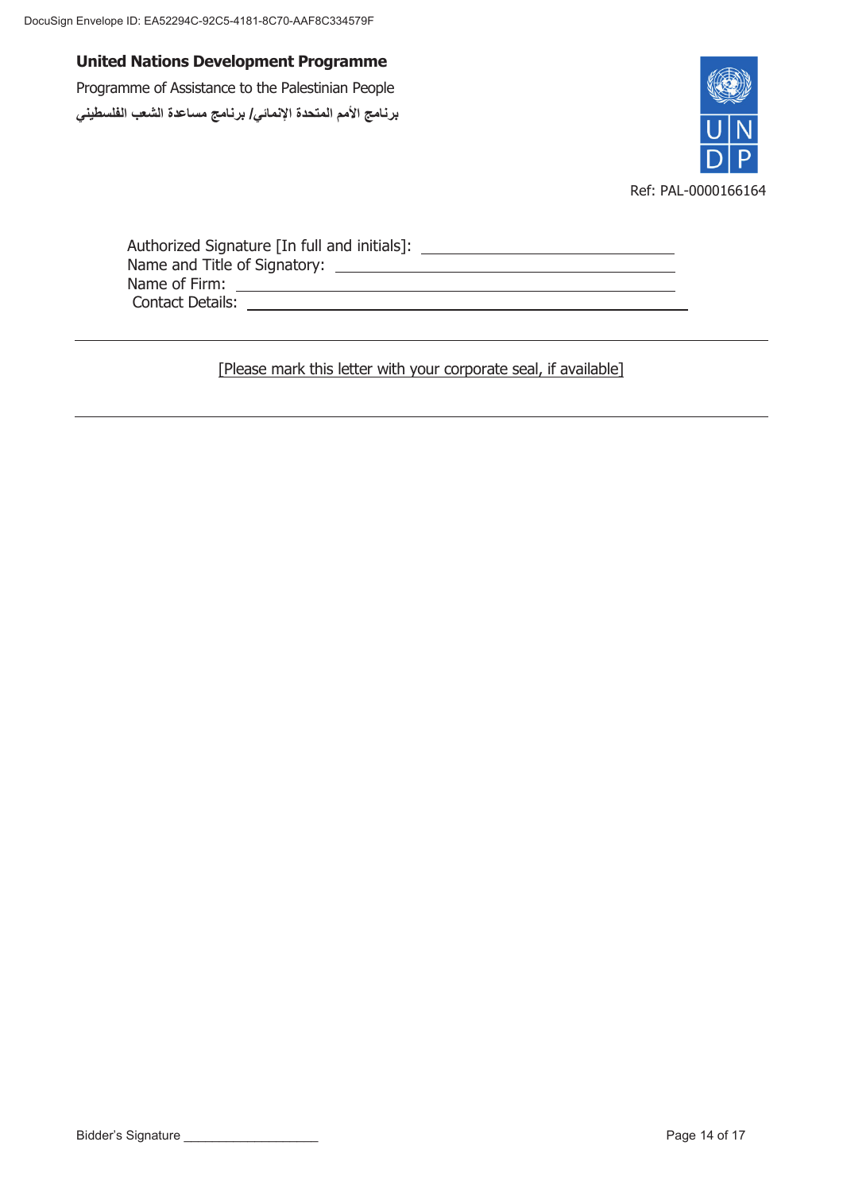**United Nations Development Programme**

Programme of Assistance to the Palestinian People

برنامج الأمم المتحدة الإنمائي/ برنامج مساعدة الشعب الفلسطيني

Ref: PAL-0000166164

Authorized Signature [In full and initials]: ______________________________

Name and Title of Signatory: ______________________________

Name of Firm: ______________________________

Contact Details: ______________________________

---

[Please mark this letter with your corporate seal, if available]

---

Bidder's Signature ___________________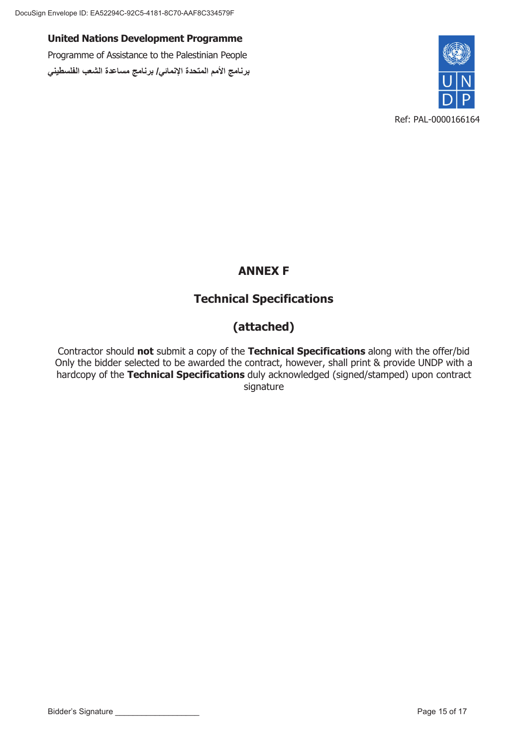**United Nations Development Programme**

Programme of Assistance to the Palestinian People

**برنامج الأمم المتحدة الإنمائي/ برنامج مساعدة الشعب الفلسطيني**

Ref: PAL-0000166164

# ANNEX F

## Technical Specifications

## (attached)

Contractor should **not** submit a copy of the **Technical Specifications** along with the offer/bid Only the bidder selected to be awarded the contract, however, shall print & provide UNDP with a hardcopy of the **Technical Specifications** duly acknowledged (signed/stamped) upon contract signature

Bidder's Signature ___________________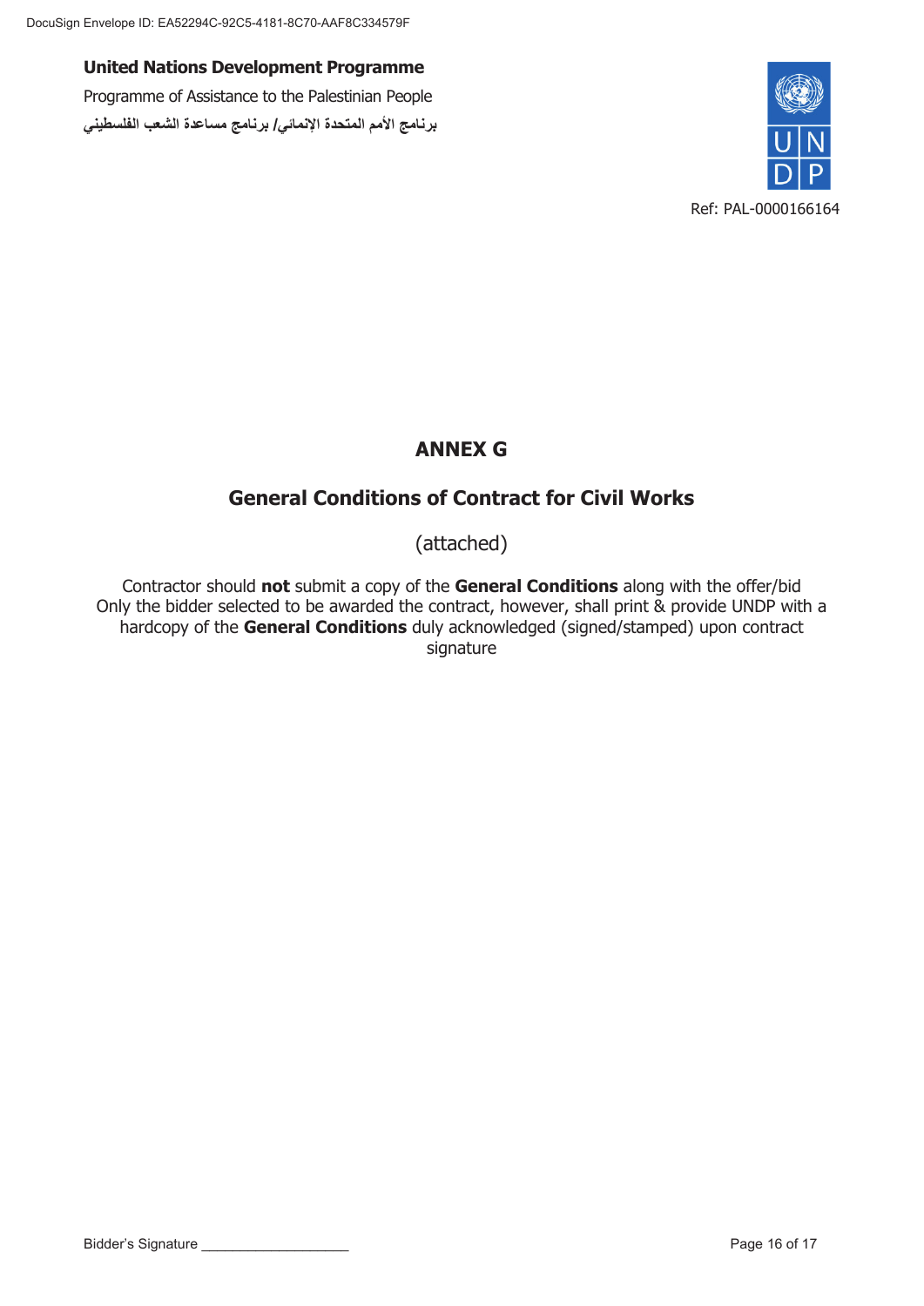**United Nations Development Programme**

Programme of Assistance to the Palestinian People

برنامج الأمم المتحدة الإنمائي/ برنامج مساعدة الشعب الفلسطيني

Ref: PAL-0000166164

# ANNEX G

## General Conditions of Contract for Civil Works

(attached)

Contractor should **not** submit a copy of the **General Conditions** along with the offer/bid
Only the bidder selected to be awarded the contract, however, shall print & provide UNDP with a hardcopy of the **General Conditions** duly acknowledged (signed/stamped) upon contract signature

Bidder's Signature ___________________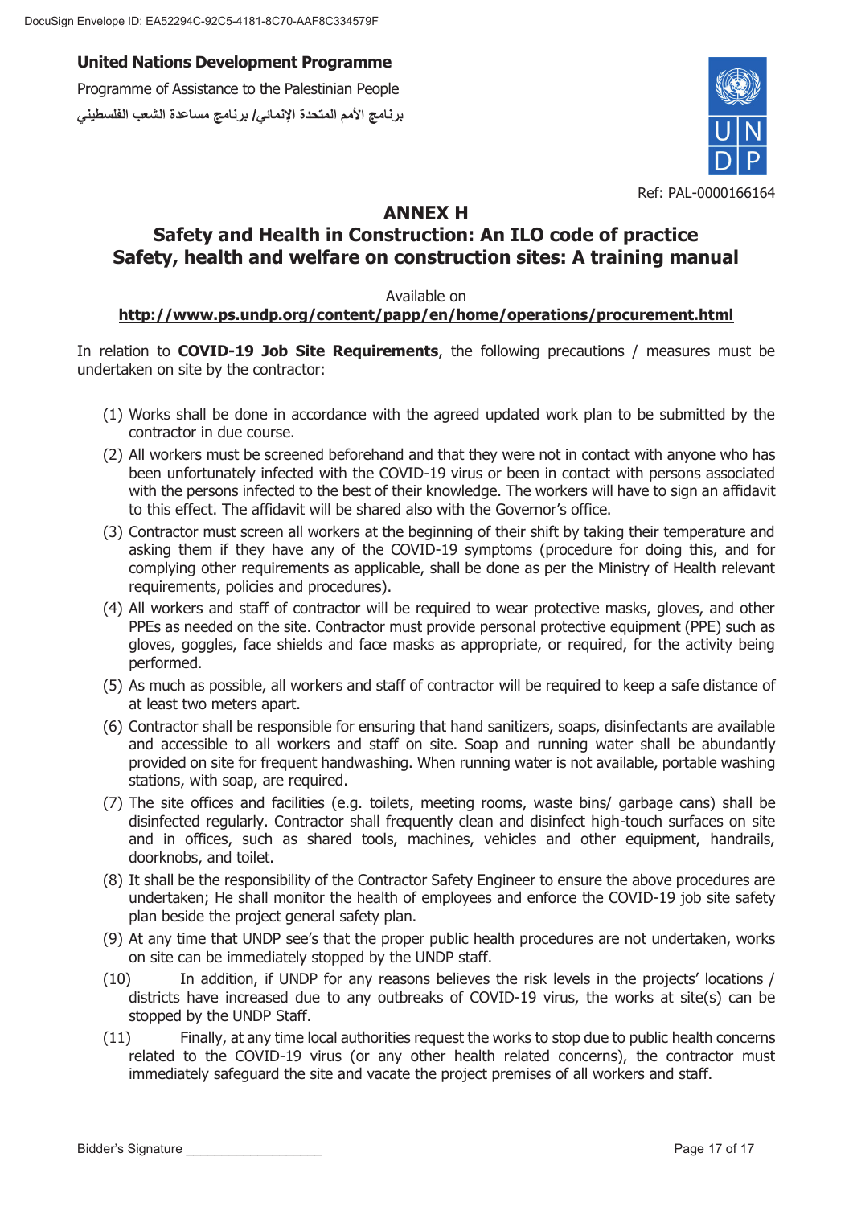**United Nations Development Programme**

Programme of Assistance to the Palestinian People

**برنامج الأمم المتحدة الإنمائي/ برنامج مساعدة الشعب الفلسطيني**

Ref: PAL-0000166164

# ANNEX H

## Safety and Health in Construction: An ILO code of practice
## Safety, health and welfare on construction sites: A training manual

Available on

**http://www.ps.undp.org/content/papp/en/home/operations/procurement.html**

In relation to **COVID-19 Job Site Requirements**, the following precautions / measures must be undertaken on site by the contractor:

(1) Works shall be done in accordance with the agreed updated work plan to be submitted by the contractor in due course.

(2) All workers must be screened beforehand and that they were not in contact with anyone who has been unfortunately infected with the COVID-19 virus or been in contact with persons associated with the persons infected to the best of their knowledge. The workers will have to sign an affidavit to this effect. The affidavit will be shared also with the Governor's office.

(3) Contractor must screen all workers at the beginning of their shift by taking their temperature and asking them if they have any of the COVID-19 symptoms (procedure for doing this, and for complying other requirements as applicable, shall be done as per the Ministry of Health relevant requirements, policies and procedures).

(4) All workers and staff of contractor will be required to wear protective masks, gloves, and other PPEs as needed on the site. Contractor must provide personal protective equipment (PPE) such as gloves, goggles, face shields and face masks as appropriate, or required, for the activity being performed.

(5) As much as possible, all workers and staff of contractor will be required to keep a safe distance of at least two meters apart.

(6) Contractor shall be responsible for ensuring that hand sanitizers, soaps, disinfectants are available and accessible to all workers and staff on site. Soap and running water shall be abundantly provided on site for frequent handwashing. When running water is not available, portable washing stations, with soap, are required.

(7) The site offices and facilities (e.g. toilets, meeting rooms, waste bins/ garbage cans) shall be disinfected regularly. Contractor shall frequently clean and disinfect high-touch surfaces on site and in offices, such as shared tools, machines, vehicles and other equipment, handrails, doorknobs, and toilet.

(8) It shall be the responsibility of the Contractor Safety Engineer to ensure the above procedures are undertaken; He shall monitor the health of employees and enforce the COVID-19 job site safety plan beside the project general safety plan.

(9) At any time that UNDP see's that the proper public health procedures are not undertaken, works on site can be immediately stopped by the UNDP staff.

(10) In addition, if UNDP for any reasons believes the risk levels in the projects' locations / districts have increased due to any outbreaks of COVID-19 virus, the works at site(s) can be stopped by the UNDP Staff.

(11) Finally, at any time local authorities request the works to stop due to public health concerns related to the COVID-19 virus (or any other health related concerns), the contractor must immediately safeguard the site and vacate the project premises of all workers and staff.

Bidder's Signature ___________________